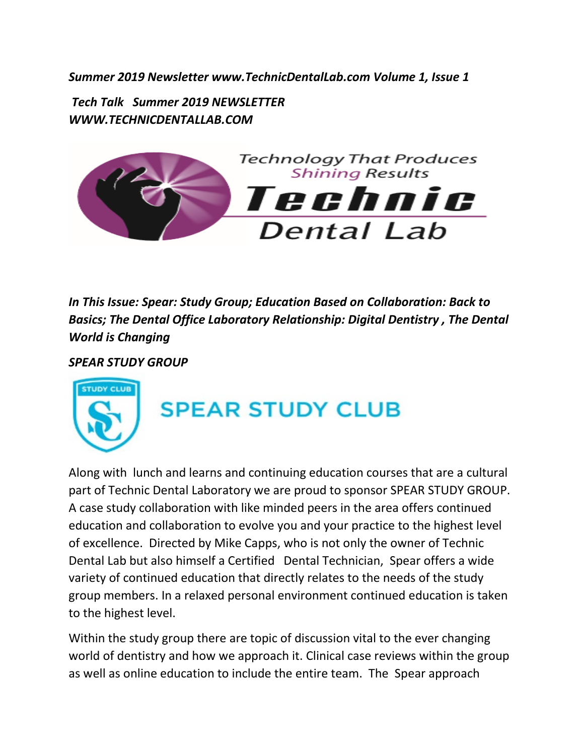***Summer 2019 Newsletter www.TechnicDentalLab.com Volume 1, Issue 1***

***Tech Talk Summer 2019 NEWSLETTER WWW.TECHNICDENTALLAB.COM***

Technology That Produces Shining Results

Technic Dental Lab

***In This Issue: Spear: Study Group; Education Based on Collaboration: Back to Basics; The Dental Office Laboratory Relationship: Digital Dentistry , The Dental World is Changing***

## ***SPEAR STUDY GROUP***

STUDY CLUB

SPEAR STUDY CLUB

Along with lunch and learns and continuing education courses that are a cultural part of Technic Dental Laboratory we are proud to sponsor SPEAR STUDY GROUP. A case study collaboration with like minded peers in the area offers continued education and collaboration to evolve you and your practice to the highest level of excellence. Directed by Mike Capps, who is not only the owner of Technic Dental Lab but also himself a Certified Dental Technician, Spear offers a wide variety of continued education that directly relates to the needs of the study group members. In a relaxed personal environment continued education is taken to the highest level.

Within the study group there are topic of discussion vital to the ever changing world of dentistry and how we approach it. Clinical case reviews within the group as well as online education to include the entire team. The Spear approach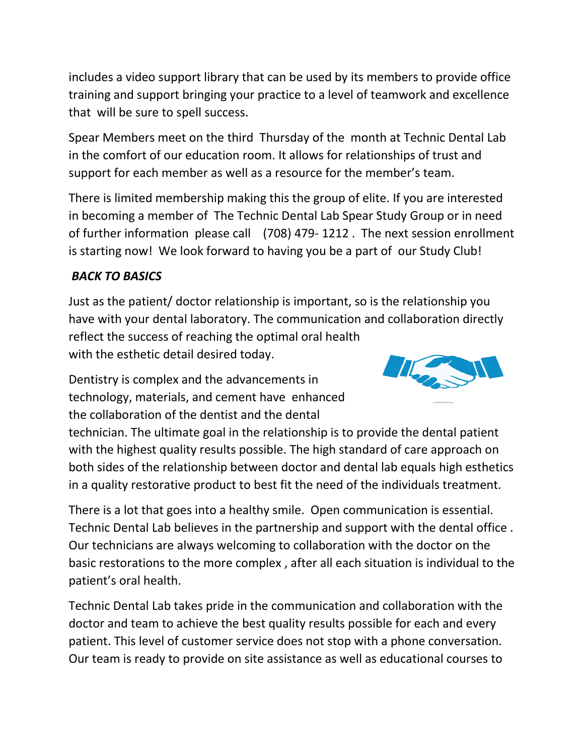includes a video support library that can be used by its members to provide office training and support bringing your practice to a level of teamwork and excellence that will be sure to spell success.

Spear Members meet on the third Thursday of the month at Technic Dental Lab in the comfort of our education room. It allows for relationships of trust and support for each member as well as a resource for the member's team.

There is limited membership making this the group of elite. If you are interested in becoming a member of The Technic Dental Lab Spear Study Group or in need of further information please call (708) 479- 1212 . The next session enrollment is starting now! We look forward to having you be a part of our Study Club!

***BACK TO BASICS***

Just as the patient/ doctor relationship is important, so is the relationship you have with your dental laboratory. The communication and collaboration directly reflect the success of reaching the optimal oral health with the esthetic detail desired today.

Dentistry is complex and the advancements in technology, materials, and cement have enhanced the collaboration of the dentist and the dental technician. The ultimate goal in the relationship is to provide the dental patient with the highest quality results possible. The high standard of care approach on both sides of the relationship between doctor and dental lab equals high esthetics in a quality restorative product to best fit the need of the individuals treatment.

There is a lot that goes into a healthy smile. Open communication is essential. Technic Dental Lab believes in the partnership and support with the dental office . Our technicians are always welcoming to collaboration with the doctor on the basic restorations to the more complex , after all each situation is individual to the patient's oral health.

Technic Dental Lab takes pride in the communication and collaboration with the doctor and team to achieve the best quality results possible for each and every patient. This level of customer service does not stop with a phone conversation. Our team is ready to provide on site assistance as well as educational courses to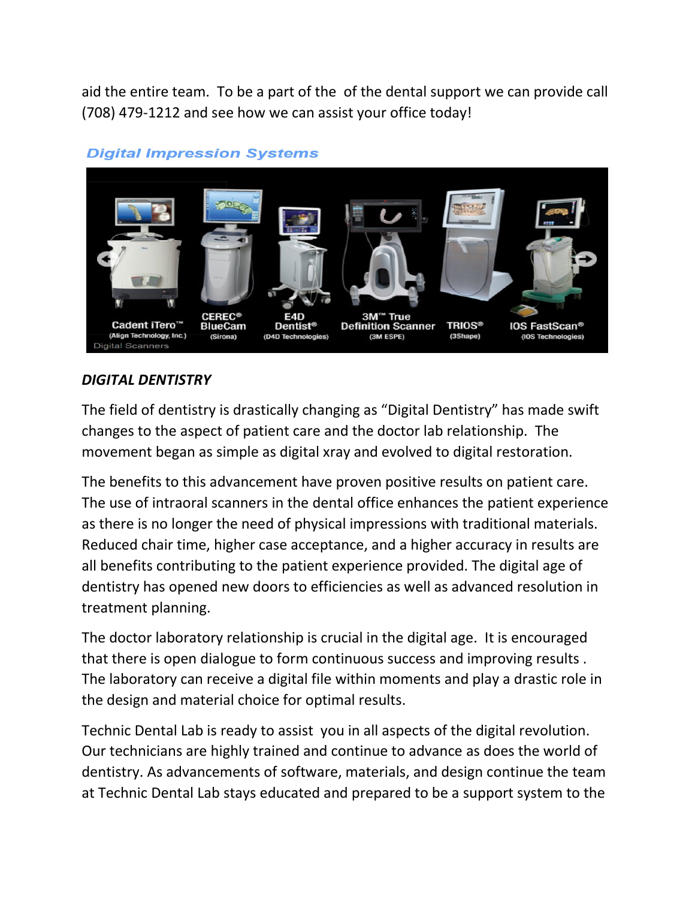aid the entire team. To be a part of the of the dental support we can provide call (708) 479-1212 and see how we can assist your office today!

*Digital Impression Systems*

## *DIGITAL DENTISTRY*

The field of dentistry is drastically changing as "Digital Dentistry" has made swift changes to the aspect of patient care and the doctor lab relationship. The movement began as simple as digital xray and evolved to digital restoration.

The benefits to this advancement have proven positive results on patient care. The use of intraoral scanners in the dental office enhances the patient experience as there is no longer the need of physical impressions with traditional materials. Reduced chair time, higher case acceptance, and a higher accuracy in results are all benefits contributing to the patient experience provided. The digital age of dentistry has opened new doors to efficiencies as well as advanced resolution in treatment planning.

The doctor laboratory relationship is crucial in the digital age. It is encouraged that there is open dialogue to form continuous success and improving results . The laboratory can receive a digital file within moments and play a drastic role in the design and material choice for optimal results.

Technic Dental Lab is ready to assist you in all aspects of the digital revolution. Our technicians are highly trained and continue to advance as does the world of dentistry. As advancements of software, materials, and design continue the team at Technic Dental Lab stays educated and prepared to be a support system to the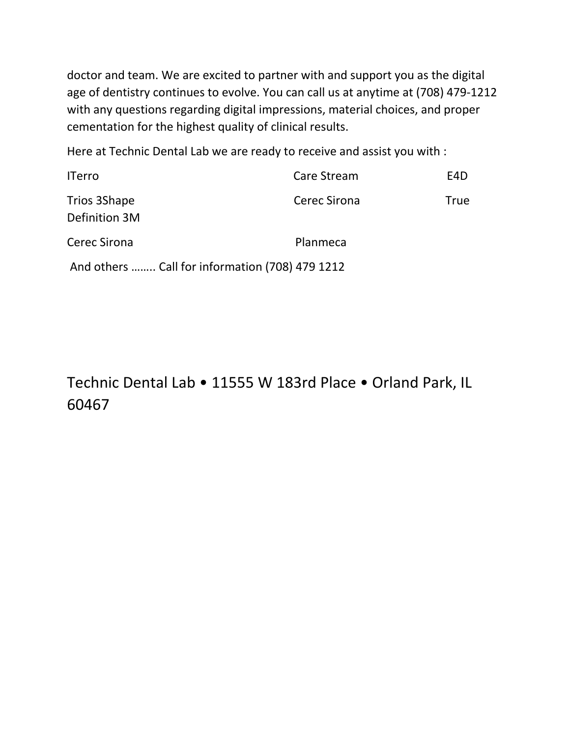doctor and team. We are excited to partner with and support you as the digital age of dentistry continues to evolve. You can call us at anytime at (708) 479-1212 with any questions regarding digital impressions, material choices, and proper cementation for the highest quality of clinical results.

Here at Technic Dental Lab we are ready to receive and assist you with :

| | | |
|---|---|---|
| ITerro | Care Stream | E4D |
| Trios 3Shape | Cerec Sirona | True Definition 3M |
| Cerec Sirona | Planmeca | |

And others …….. Call for information (708) 479 1212

Technic Dental Lab • 11555 W 183rd Place • Orland Park, IL 60467